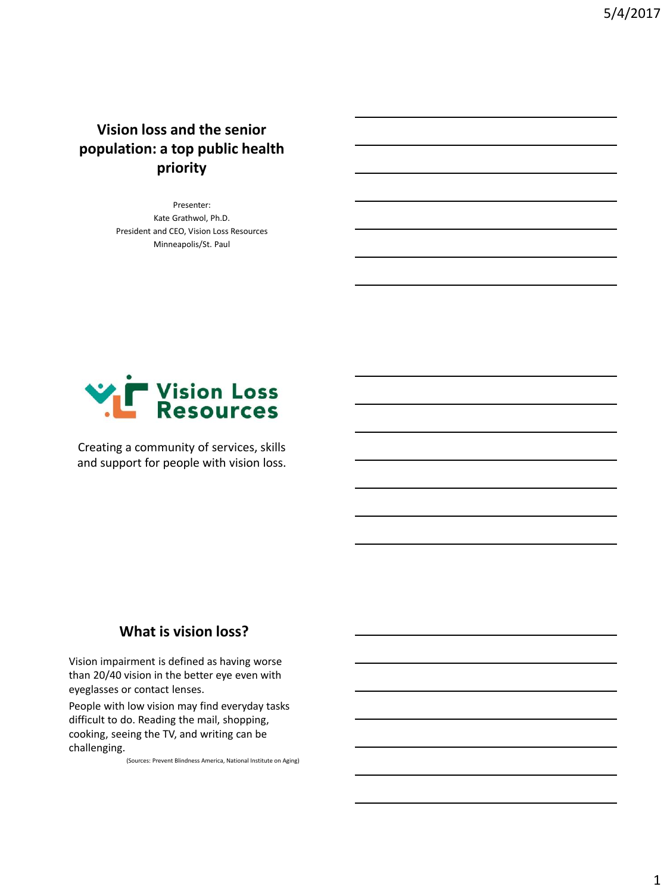# Vision loss and the senior population: a top public health priority

Presenter:
Kate Grathwol, Ph.D.
President and CEO, Vision Loss Resources
Minneapolis/St. Paul

Vision Loss Resources

Creating a community of services, skills and support for people with vision loss.

## What is vision loss?

Vision impairment is defined as having worse than 20/40 vision in the better eye even with eyeglasses or contact lenses.

People with low vision may find everyday tasks difficult to do. Reading the mail, shopping, cooking, seeing the TV, and writing can be challenging.

(Sources: Prevent Blindness America, National Institute on Aging)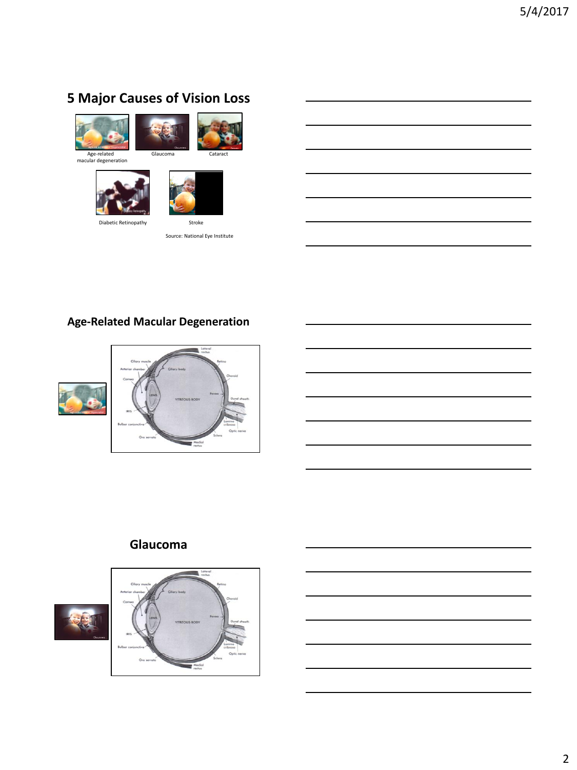## 5 Major Causes of Vision Loss

Age-related macular degeneration

Glaucoma

Cataract

Diabetic Retinopathy

Stroke

Source: National Eye Institute

## Age-Related Macular Degeneration

## Glaucoma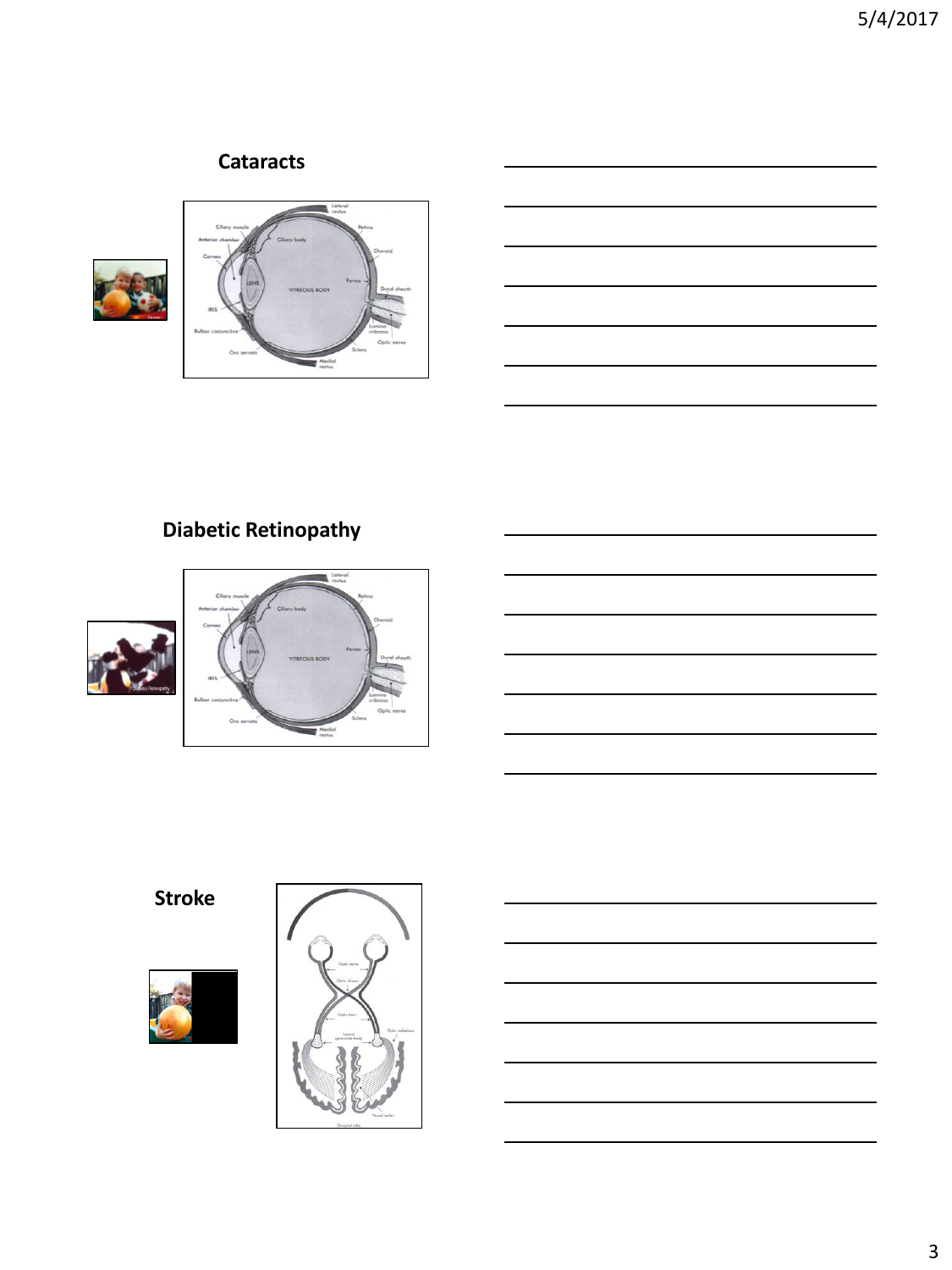## Cataracts

## Diabetic Retinopathy

## Stroke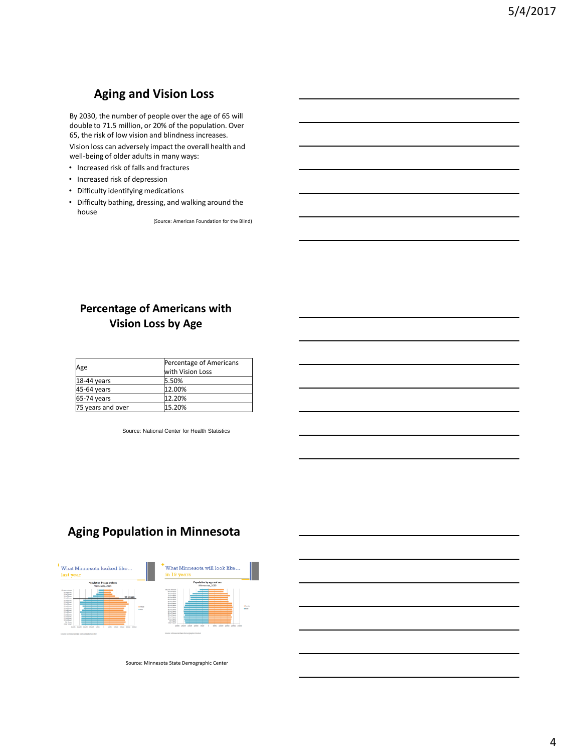## Aging and Vision Loss

By 2030, the number of people over the age of 65 will double to 71.5 million, or 20% of the population. Over 65, the risk of low vision and blindness increases.

Vision loss can adversely impact the overall health and well-being of older adults in many ways:

- Increased risk of falls and fractures
- Increased risk of depression
- Difficulty identifying medications
- Difficulty bathing, dressing, and walking around the house

(Source: American Foundation for the Blind)

## Percentage of Americans with Vision Loss by Age

| Age | Percentage of Americans with Vision Loss |
| --- | --- |
| 18-44 years | 5.50% |
| 45-64 years | 12.00% |
| 65-74 years | 12.20% |
| 75 years and over | 15.20% |

Source: National Center for Health Statistics

## Aging Population in Minnesota

What Minnesota looked like… last year

What Minnesota will look like… in 18 years

Source: Minnesota State Demographic Center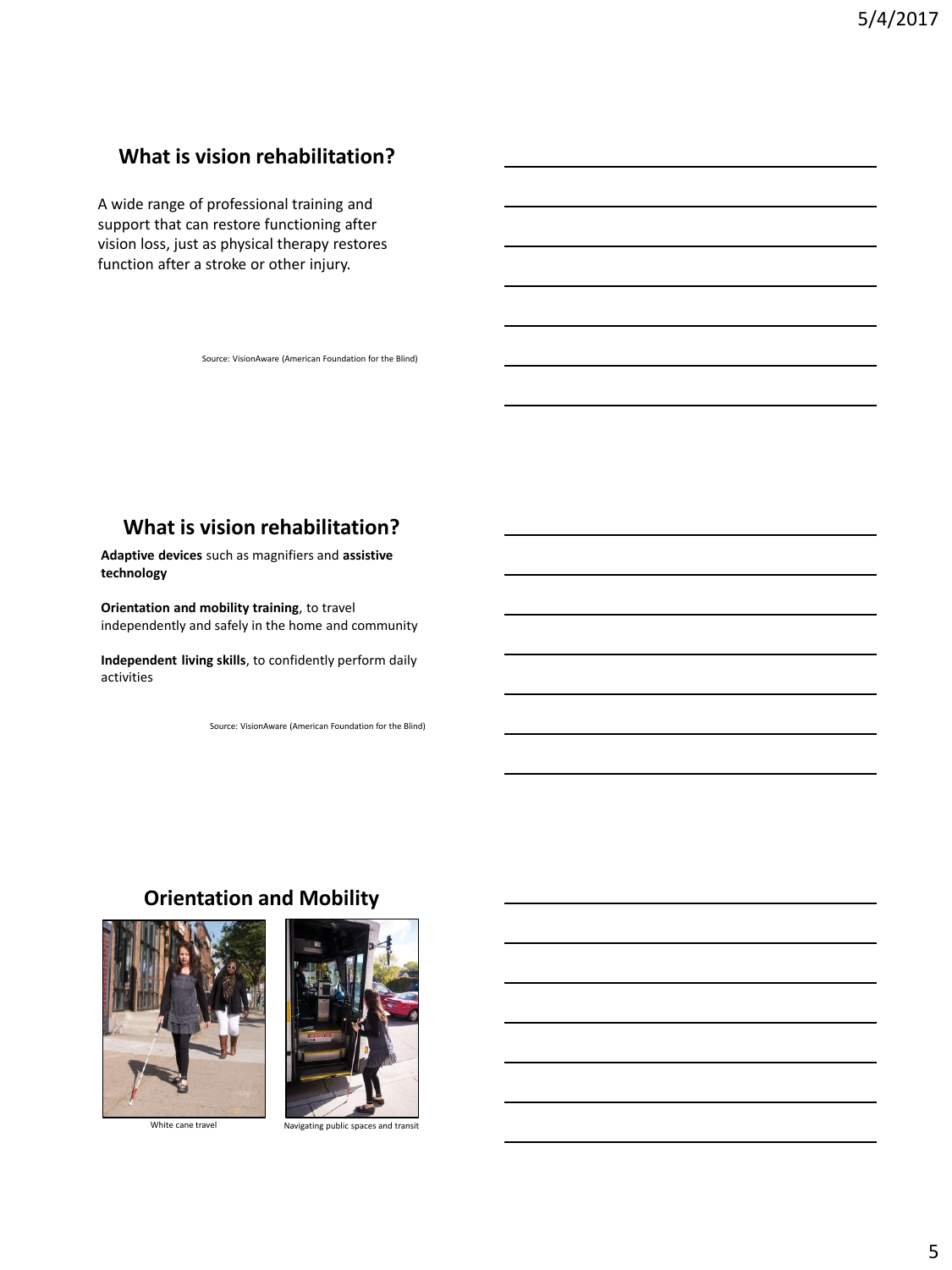## What is vision rehabilitation?

A wide range of professional training and support that can restore functioning after vision loss, just as physical therapy restores function after a stroke or other injury.

Source: VisionAware (American Foundation for the Blind)

## What is vision rehabilitation?

**Adaptive devices** such as magnifiers and **assistive technology**

**Orientation and mobility training**, to travel independently and safely in the home and community

**Independent living skills**, to confidently perform daily activities

Source: VisionAware (American Foundation for the Blind)

## Orientation and Mobility

White cane travel

Navigating public spaces and transit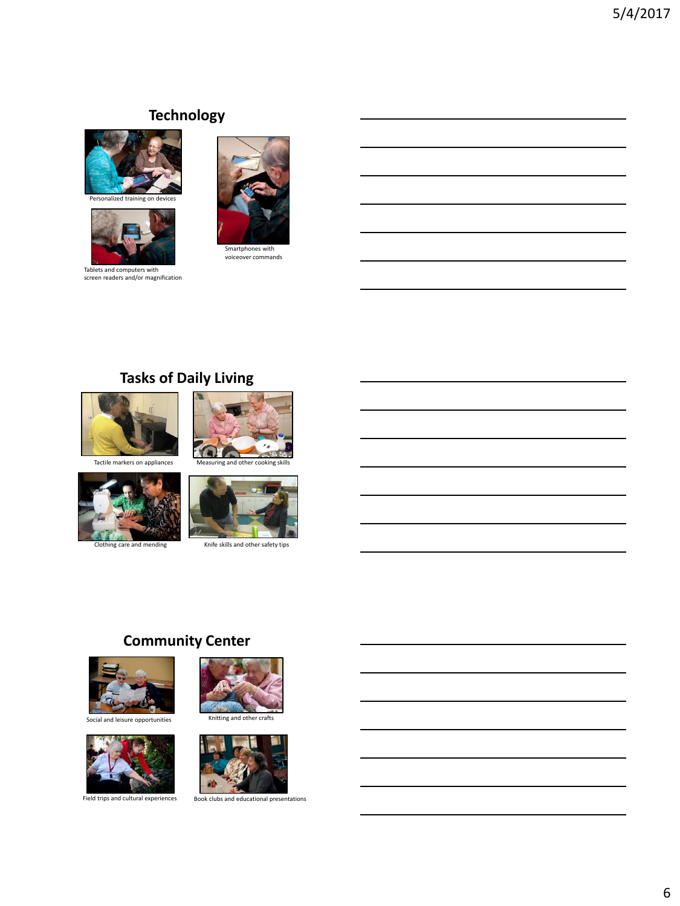## Technology

Personalized training on devices

Tablets and computers with screen readers and/or magnification

Smartphones with voiceover commands

## Tasks of Daily Living

Tactile markers on appliances

Measuring and other cooking skills

Clothing care and mending

Knife skills and other safety tips

## Community Center

Social and leisure opportunities

Knitting and other crafts

Field trips and cultural experiences

Book clubs and educational presentations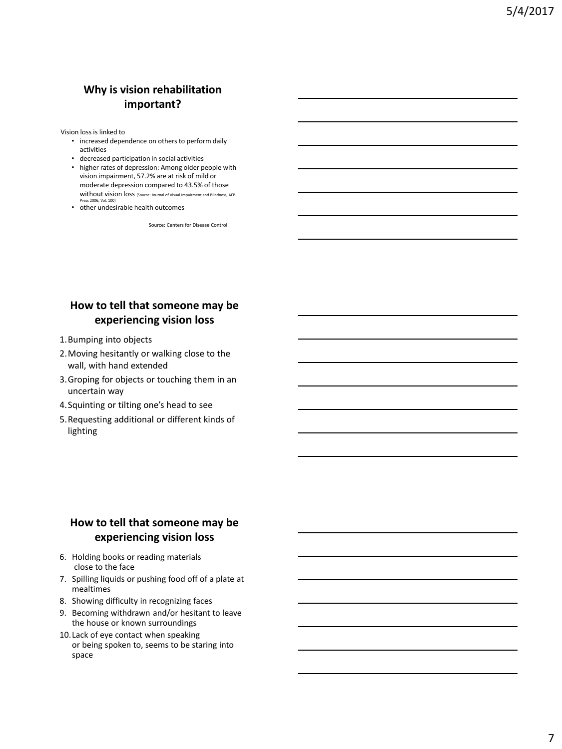## Why is vision rehabilitation important?

Vision loss is linked to

- increased dependence on others to perform daily activities
- decreased participation in social activities
- higher rates of depression: Among older people with vision impairment, 57.2% are at risk of mild or moderate depression compared to 43.5% of those without vision loss (Source: Journal of Visual Impairment and Blindness, AFB Press 2006, Vol. 100)
- other undesirable health outcomes

Source: Centers for Disease Control

## How to tell that someone may be experiencing vision loss

1. Bumping into objects
2. Moving hesitantly or walking close to the wall, with hand extended
3. Groping for objects or touching them in an uncertain way
4. Squinting or tilting one's head to see
5. Requesting additional or different kinds of lighting

## How to tell that someone may be experiencing vision loss

6. Holding books or reading materials close to the face
7. Spilling liquids or pushing food off of a plate at mealtimes
8. Showing difficulty in recognizing faces
9. Becoming withdrawn and/or hesitant to leave the house or known surroundings
10. Lack of eye contact when speaking or being spoken to, seems to be staring into space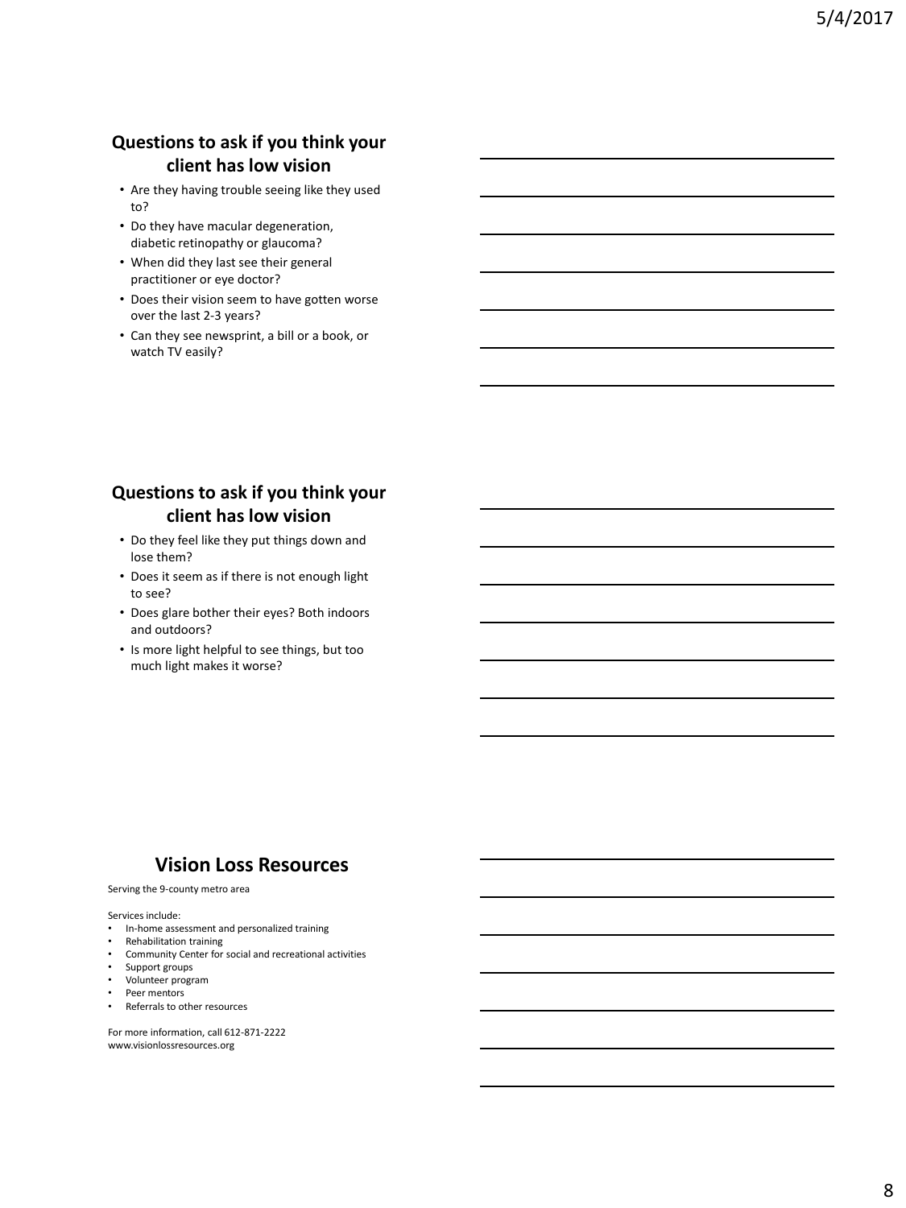## Questions to ask if you think your client has low vision

- Are they having trouble seeing like they used to?
- Do they have macular degeneration, diabetic retinopathy or glaucoma?
- When did they last see their general practitioner or eye doctor?
- Does their vision seem to have gotten worse over the last 2-3 years?
- Can they see newsprint, a bill or a book, or watch TV easily?

## Questions to ask if you think your client has low vision

- Do they feel like they put things down and lose them?
- Does it seem as if there is not enough light to see?
- Does glare bother their eyes? Both indoors and outdoors?
- Is more light helpful to see things, but too much light makes it worse?

## Vision Loss Resources

Serving the 9-county metro area

Services include:

- In-home assessment and personalized training
- Rehabilitation training
- Community Center for social and recreational activities
- Support groups
- Volunteer program
- Peer mentors
- Referrals to other resources

For more information, call 612-871-2222
www.visionlossresources.org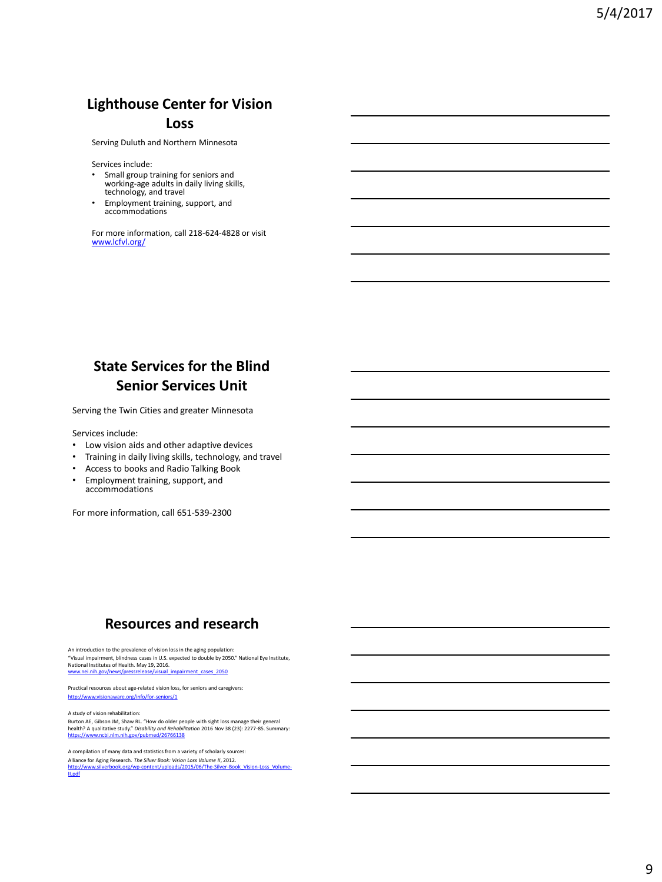## Lighthouse Center for Vision Loss

Serving Duluth and Northern Minnesota

Services include:

- Small group training for seniors and working-age adults in daily living skills, technology, and travel
- Employment training, support, and accommodations

For more information, call 218-624-4828 or visit www.lcfvl.org/

## State Services for the Blind Senior Services Unit

Serving the Twin Cities and greater Minnesota

Services include:

- Low vision aids and other adaptive devices
- Training in daily living skills, technology, and travel
- Access to books and Radio Talking Book
- Employment training, support, and accommodations

For more information, call 651-539-2300

## Resources and research

An introduction to the prevalence of vision loss in the aging population:
"Visual impairment, blindness cases in U.S. expected to double by 2050." National Eye Institute, National Institutes of Health. May 19, 2016.
www.nei.nih.gov/news/pressrelease/visual_impairment_cases_2050

Practical resources about age-related vision loss, for seniors and caregivers:
http://www.visionaware.org/info/for-seniors/1

A study of vision rehabilitation:
Burton AE, Gibson JM, Shaw RL. "How do older people with sight loss manage their general health? A qualitative study." *Disability and Rehabilitation* 2016 Nov 38 (23): 2277-85. Summary: https://www.ncbi.nlm.nih.gov/pubmed/26766138

A compilation of many data and statistics from a variety of scholarly sources:
Alliance for Aging Research. *The Silver Book: Vision Loss Volume II*, 2012.
http://www.silverbook.org/wp-content/uploads/2015/06/The-Silver-Book_Vision-Loss_Volume-II.pdf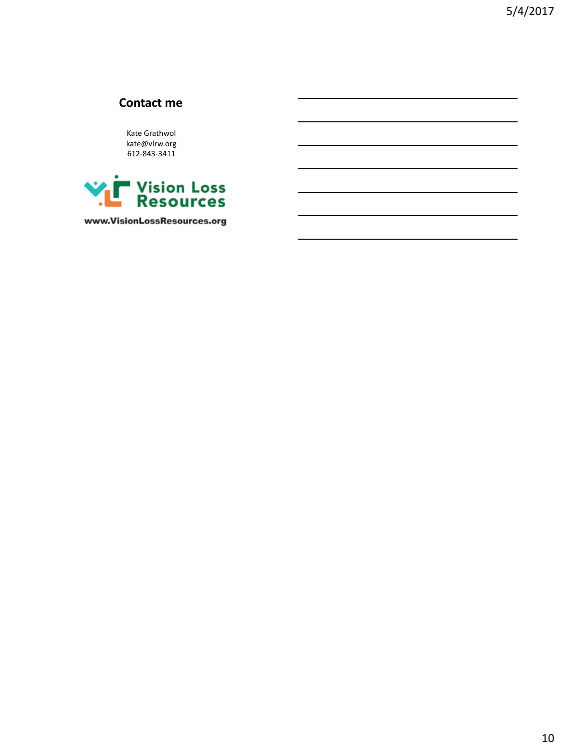## Contact me

Kate Grathwol
kate@vlrw.org
612-843-3411

Vision Loss Resources

www.VisionLossResources.org